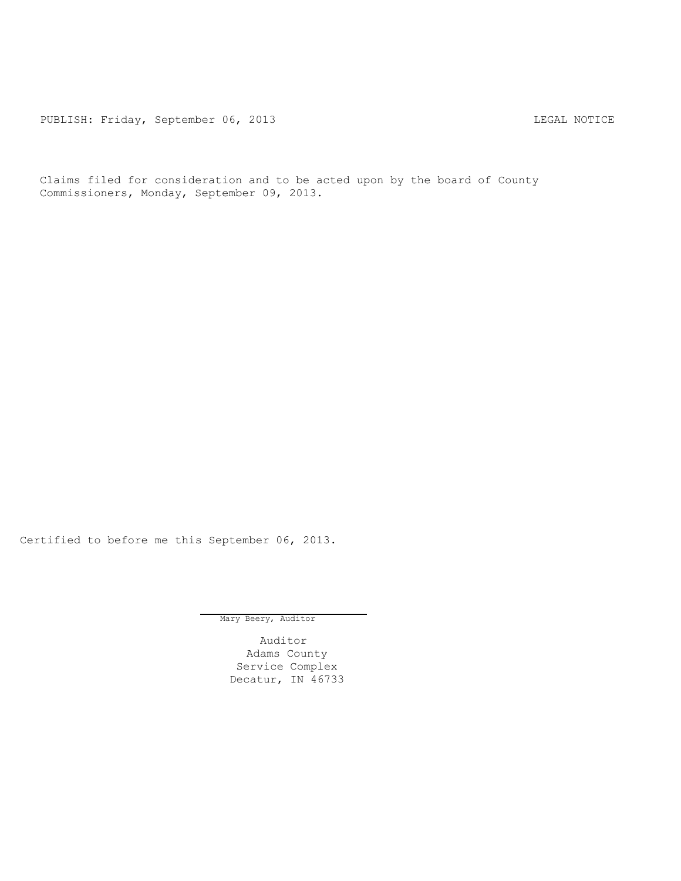PUBLISH: Friday, September 06, 2013 LEGAL NOTICE

Claims filed for consideration and to be acted upon by the board of County Commissioners, Monday, September 09, 2013.

Certified to before me this September 06, 2013.

Mary Beery, Auditor

Auditor
Adams County
Service Complex
Decatur, IN 46733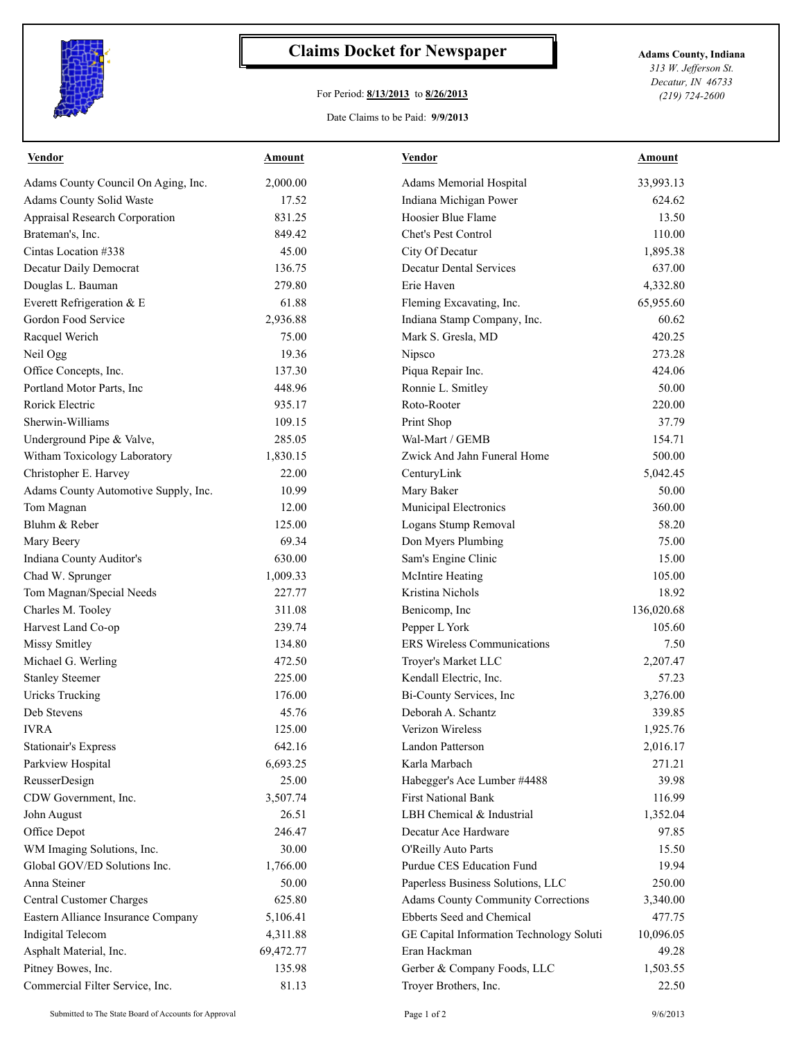# Claims Docket for Newspaper

For Period: **8/13/2013** to **8/26/2013**

Date Claims to be Paid: **9/9/2013**

**Adams County, Indiana**
*313 W. Jefferson St.*
*Decatur, IN 46733*
*(219) 724-2600*

| Vendor | Amount | Vendor | Amount |
|---|---|---|---|
| Adams County Council On Aging, Inc. | 2,000.00 | Adams Memorial Hospital | 33,993.13 |
| Adams County Solid Waste | 17.52 | Indiana Michigan Power | 624.62 |
| Appraisal Research Corporation | 831.25 | Hoosier Blue Flame | 13.50 |
| Brateman's, Inc. | 849.42 | Chet's Pest Control | 110.00 |
| Cintas Location #338 | 45.00 | City Of Decatur | 1,895.38 |
| Decatur Daily Democrat | 136.75 | Decatur Dental Services | 637.00 |
| Douglas L. Bauman | 279.80 | Erie Haven | 4,332.80 |
| Everett Refrigeration & E | 61.88 | Fleming Excavating, Inc. | 65,955.60 |
| Gordon Food Service | 2,936.88 | Indiana Stamp Company, Inc. | 60.62 |
| Racquel Werich | 75.00 | Mark S. Gresla, MD | 420.25 |
| Neil Ogg | 19.36 | Nipsco | 273.28 |
| Office Concepts, Inc. | 137.30 | Piqua Repair Inc. | 424.06 |
| Portland Motor Parts, Inc | 448.96 | Ronnie L. Smitley | 50.00 |
| Rorick Electric | 935.17 | Roto-Rooter | 220.00 |
| Sherwin-Williams | 109.15 | Print Shop | 37.79 |
| Underground Pipe & Valve, | 285.05 | Wal-Mart / GEMB | 154.71 |
| Witham Toxicology Laboratory | 1,830.15 | Zwick And Jahn Funeral Home | 500.00 |
| Christopher E. Harvey | 22.00 | CenturyLink | 5,042.45 |
| Adams County Automotive Supply, Inc. | 10.99 | Mary Baker | 50.00 |
| Tom Magnan | 12.00 | Municipal Electronics | 360.00 |
| Bluhm & Reber | 125.00 | Logans Stump Removal | 58.20 |
| Mary Beery | 69.34 | Don Myers Plumbing | 75.00 |
| Indiana County Auditor's | 630.00 | Sam's Engine Clinic | 15.00 |
| Chad W. Sprunger | 1,009.33 | McIntire Heating | 105.00 |
| Tom Magnan/Special Needs | 227.77 | Kristina Nichols | 18.92 |
| Charles M. Tooley | 311.08 | Benicomp, Inc | 136,020.68 |
| Harvest Land Co-op | 239.74 | Pepper L York | 105.60 |
| Missy Smitley | 134.80 | ERS Wireless Communications | 7.50 |
| Michael G. Werling | 472.50 | Troyer's Market LLC | 2,207.47 |
| Stanley Steemer | 225.00 | Kendall Electric, Inc. | 57.23 |
| Uricks Trucking | 176.00 | Bi-County Services, Inc | 3,276.00 |
| Deb Stevens | 45.76 | Deborah A. Schantz | 339.85 |
| IVRA | 125.00 | Verizon Wireless | 1,925.76 |
| Stationair's Express | 642.16 | Landon Patterson | 2,016.17 |
| Parkview Hospital | 6,693.25 | Karla Marbach | 271.21 |
| ReusserDesign | 25.00 | Habegger's Ace Lumber #4488 | 39.98 |
| CDW Government, Inc. | 3,507.74 | First National Bank | 116.99 |
| John August | 26.51 | LBH Chemical & Industrial | 1,352.04 |
| Office Depot | 246.47 | Decatur Ace Hardware | 97.85 |
| WM Imaging Solutions, Inc. | 30.00 | O'Reilly Auto Parts | 15.50 |
| Global GOV/ED Solutions Inc. | 1,766.00 | Purdue CES Education Fund | 19.94 |
| Anna Steiner | 50.00 | Paperless Business Solutions, LLC | 250.00 |
| Central Customer Charges | 625.80 | Adams County Community Corrections | 3,340.00 |
| Eastern Alliance Insurance Company | 5,106.41 | Ebberts Seed and Chemical | 477.75 |
| Indigital Telecom | 4,311.88 | GE Capital Information Technology Soluti | 10,096.05 |
| Asphalt Material, Inc. | 69,472.77 | Eran Hackman | 49.28 |
| Pitney Bowes, Inc. | 135.98 | Gerber & Company Foods, LLC | 1,503.55 |
| Commercial Filter Service, Inc. | 81.13 | Troyer Brothers, Inc. | 22.50 |

Submitted to The State Board of Accounts for Approval

9/6/2013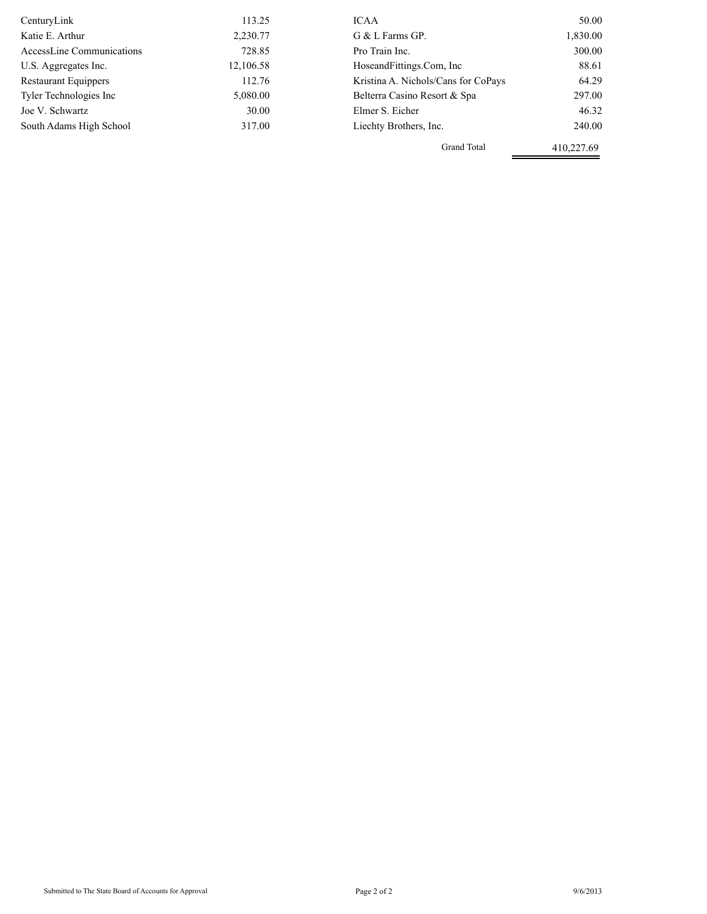| | | | |
|---|---|---|---|
| CenturyLink | 113.25 | ICAA | 50.00 |
| Katie E. Arthur | 2,230.77 | G & L Farms GP. | 1,830.00 |
| AccessLine Communications | 728.85 | Pro Train Inc. | 300.00 |
| U.S. Aggregates Inc. | 12,106.58 | HoseandFittings.Com, Inc | 88.61 |
| Restaurant Equippers | 112.76 | Kristina A. Nichols/Cans for CoPays | 64.29 |
| Tyler Technologies Inc | 5,080.00 | Belterra Casino Resort & Spa | 297.00 |
| Joe V. Schwartz | 30.00 | Elmer S. Eicher | 46.32 |
| South Adams High School | 317.00 | Liechty Brothers, Inc. | 240.00 |
| | | Grand Total | 410,227.69 |

Submitted to The State Board of Accounts for Approval

9/6/2013